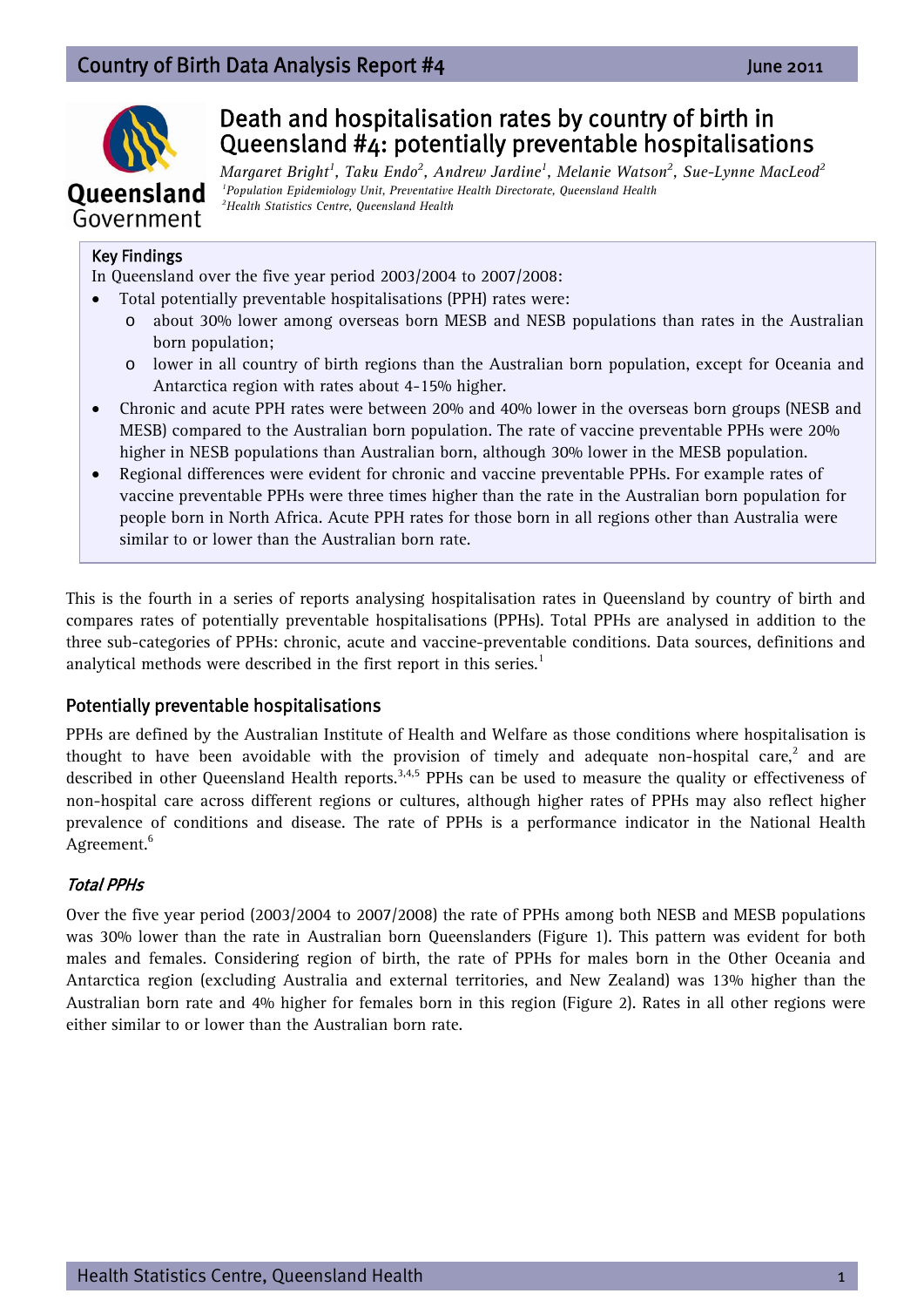Country of Birth Data Analysis Report #4 June 2011

# Death and hospitalisation rates by country of birth in Queensland #4: potentially preventable hospitalisations

*Margaret Bright[1], Taku Endo[2], Andrew Jardine[1], Melanie Watson[2], Sue-Lynne MacLeod[2]*

*[1]Population Epidemiology Unit, Preventative Health Directorate, Queensland Health*

*[2]Health Statistics Centre, Queensland Health*

## Key Findings

In Queensland over the five year period 2003/2004 to 2007/2008:

- Total potentially preventable hospitalisations (PPH) rates were:
  - about 30% lower among overseas born MESB and NESB populations than rates in the Australian born population;
  - lower in all country of birth regions than the Australian born population, except for Oceania and Antarctica region with rates about 4-15% higher.
- Chronic and acute PPH rates were between 20% and 40% lower in the overseas born groups (NESB and MESB) compared to the Australian born population. The rate of vaccine preventable PPHs were 20% higher in NESB populations than Australian born, although 30% lower in the MESB population.
- Regional differences were evident for chronic and vaccine preventable PPHs. For example rates of vaccine preventable PPHs were three times higher than the rate in the Australian born population for people born in North Africa. Acute PPH rates for those born in all regions other than Australia were similar to or lower than the Australian born rate.

This is the fourth in a series of reports analysing hospitalisation rates in Queensland by country of birth and compares rates of potentially preventable hospitalisations (PPHs). Total PPHs are analysed in addition to the three sub-categories of PPHs: chronic, acute and vaccine-preventable conditions. Data sources, definitions and analytical methods were described in the first report in this series.[1]

## Potentially preventable hospitalisations

PPHs are defined by the Australian Institute of Health and Welfare as those conditions where hospitalisation is thought to have been avoidable with the provision of timely and adequate non-hospital care,[2] and are described in other Queensland Health reports.[3,4,5] PPHs can be used to measure the quality or effectiveness of non-hospital care across different regions or cultures, although higher rates of PPHs may also reflect higher prevalence of conditions and disease. The rate of PPHs is a performance indicator in the National Health Agreement.[6]

### *Total PPHs*

Over the five year period (2003/2004 to 2007/2008) the rate of PPHs among both NESB and MESB populations was 30% lower than the rate in Australian born Queenslanders (Figure 1). This pattern was evident for both males and females. Considering region of birth, the rate of PPHs for males born in the Other Oceania and Antarctica region (excluding Australia and external territories, and New Zealand) was 13% higher than the Australian born rate and 4% higher for females born in this region (Figure 2). Rates in all other regions were either similar to or lower than the Australian born rate.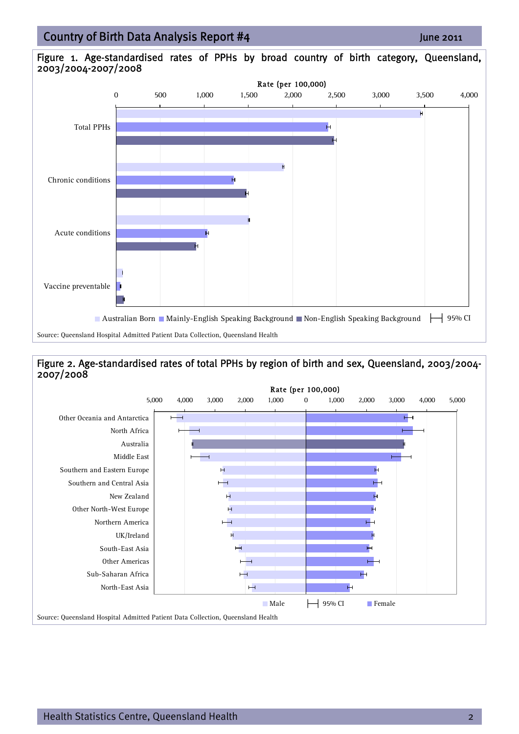Figure 1. Age-standardised rates of PPHs by broad country of birth category, Queensland, 2003/2004-2007/2008

Rate (per 100,000)

0 500 1,000 1,500 2,000 2,500 3,000 3,500 4,000

Total PPHs

Chronic conditions

Acute conditions

Vaccine preventable

Australian Born · Mainly-English Speaking Background · Non-English Speaking Background · 95% CI

Source: Queensland Hospital Admitted Patient Data Collection, Queensland Health

Figure 2. Age-standardised rates of total PPHs by region of birth and sex, Queensland, 2003/2004-2007/2008

Rate (per 100,000)

5,000 4,000 3,000 2,000 1,000 0 1,000 2,000 3,000 4,000 5,000

Other Oceania and Antarctica

North Africa

Australia

Middle East

Southern and Eastern Europe

Southern and Central Asia

New Zealand

Other North-West Europe

Northern America

UK/Ireland

South-East Asia

Other Americas

Sub-Saharan Africa

North-East Asia

Male · 95% CI · Female

Source: Queensland Hospital Admitted Patient Data Collection, Queensland Health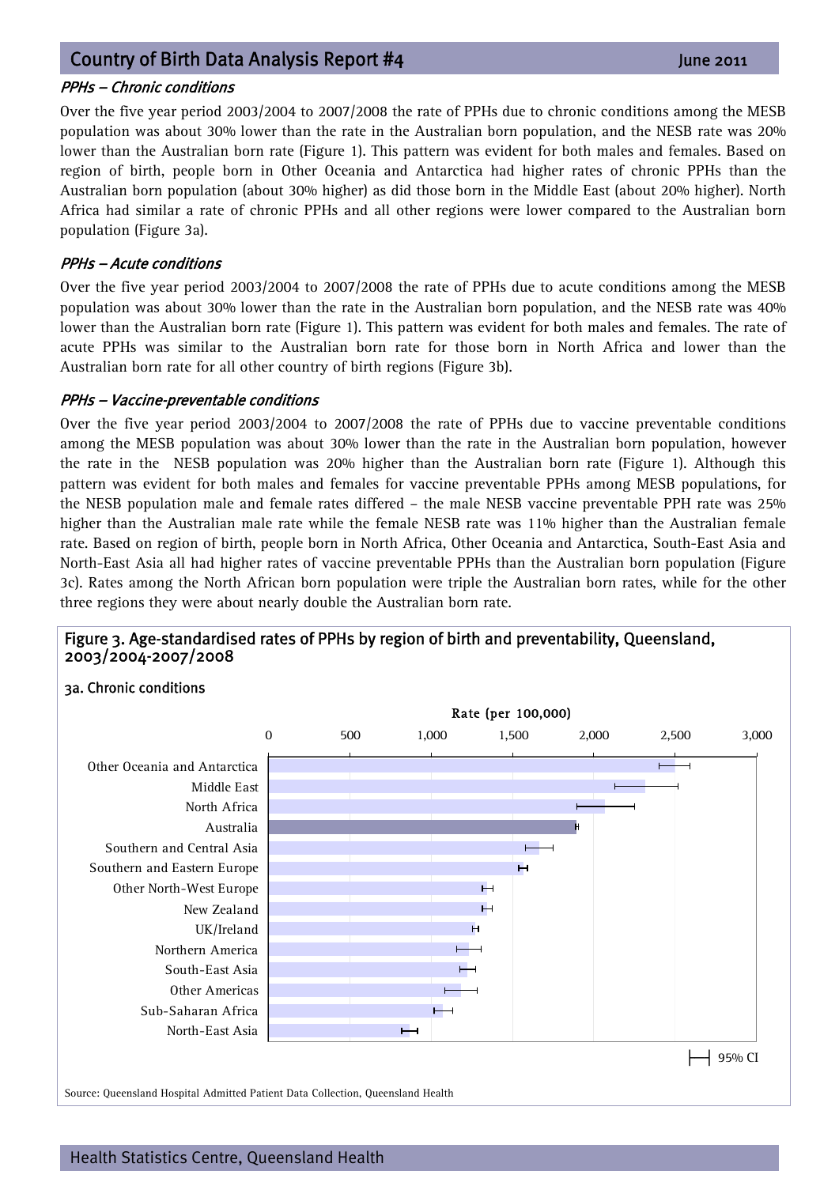### *PPHs – Chronic conditions*

Over the five year period 2003/2004 to 2007/2008 the rate of PPHs due to chronic conditions among the MESB population was about 30% lower than the rate in the Australian born population, and the NESB rate was 20% lower than the Australian born rate (Figure 1). This pattern was evident for both males and females. Based on region of birth, people born in Other Oceania and Antarctica had higher rates of chronic PPHs than the Australian born population (about 30% higher) as did those born in the Middle East (about 20% higher). North Africa had similar a rate of chronic PPHs and all other regions were lower compared to the Australian born population (Figure 3a).

### *PPHs – Acute conditions*

Over the five year period 2003/2004 to 2007/2008 the rate of PPHs due to acute conditions among the MESB population was about 30% lower than the rate in the Australian born population, and the NESB rate was 40% lower than the Australian born rate (Figure 1). This pattern was evident for both males and females. The rate of acute PPHs was similar to the Australian born rate for those born in North Africa and lower than the Australian born rate for all other country of birth regions (Figure 3b).

### *PPHs – Vaccine-preventable conditions*

Over the five year period 2003/2004 to 2007/2008 the rate of PPHs due to vaccine preventable conditions among the MESB population was about 30% lower than the rate in the Australian born population, however the rate in the NESB population was 20% higher than the Australian born rate (Figure 1). Although this pattern was evident for both males and females for vaccine preventable PPHs among MESB populations, for the NESB population male and female rates differed – the male NESB vaccine preventable PPH rate was 25% higher than the Australian male rate while the female NESB rate was 11% higher than the Australian female rate. Based on region of birth, people born in North Africa, Other Oceania and Antarctica, South-East Asia and North-East Asia all had higher rates of vaccine preventable PPHs than the Australian born population (Figure 3c). Rates among the North African born population were triple the Australian born rates, while for the other three regions they were about nearly double the Australian born rate.

**Figure 3. Age-standardised rates of PPHs by region of birth and preventability, Queensland, 2003/2004-2007/2008**

**3a. Chronic conditions**

Rate (per 100,000)

| Region of birth |
|---|
| Other Oceania and Antarctica |
| Middle East |
| North Africa |
| Australia |
| Southern and Central Asia |
| Southern and Eastern Europe |
| Other North-West Europe |
| New Zealand |
| UK/Ireland |
| Northern America |
| South-East Asia |
| Other Americas |
| Sub-Saharan Africa |
| North-East Asia |

95% CI

Source: Queensland Hospital Admitted Patient Data Collection, Queensland Health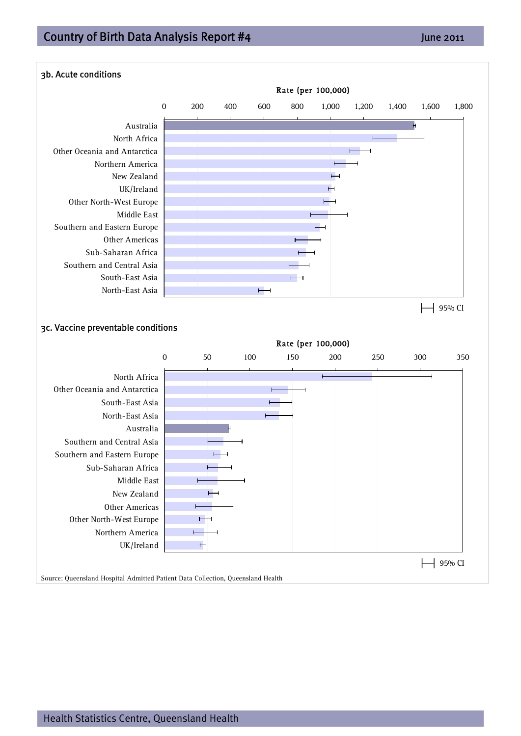### 3b. Acute conditions

Rate (per 100,000)

| Country of birth |
| --- |
| Australia |
| North Africa |
| Other Oceania and Antarctica |
| Northern America |
| New Zealand |
| UK/Ireland |
| Other North-West Europe |
| Middle East |
| Southern and Eastern Europe |
| Other Americas |
| Sub-Saharan Africa |
| Southern and Central Asia |
| South-East Asia |
| North-East Asia |

95% CI

### 3c. Vaccine preventable conditions

Rate (per 100,000)

| Country of birth |
| --- |
| North Africa |
| Other Oceania and Antarctica |
| South-East Asia |
| North-East Asia |
| Australia |
| Southern and Central Asia |
| Southern and Eastern Europe |
| Sub-Saharan Africa |
| Middle East |
| New Zealand |
| Other Americas |
| Other North-West Europe |
| Northern America |
| UK/Ireland |

95% CI

Source: Queensland Hospital Admitted Patient Data Collection, Queensland Health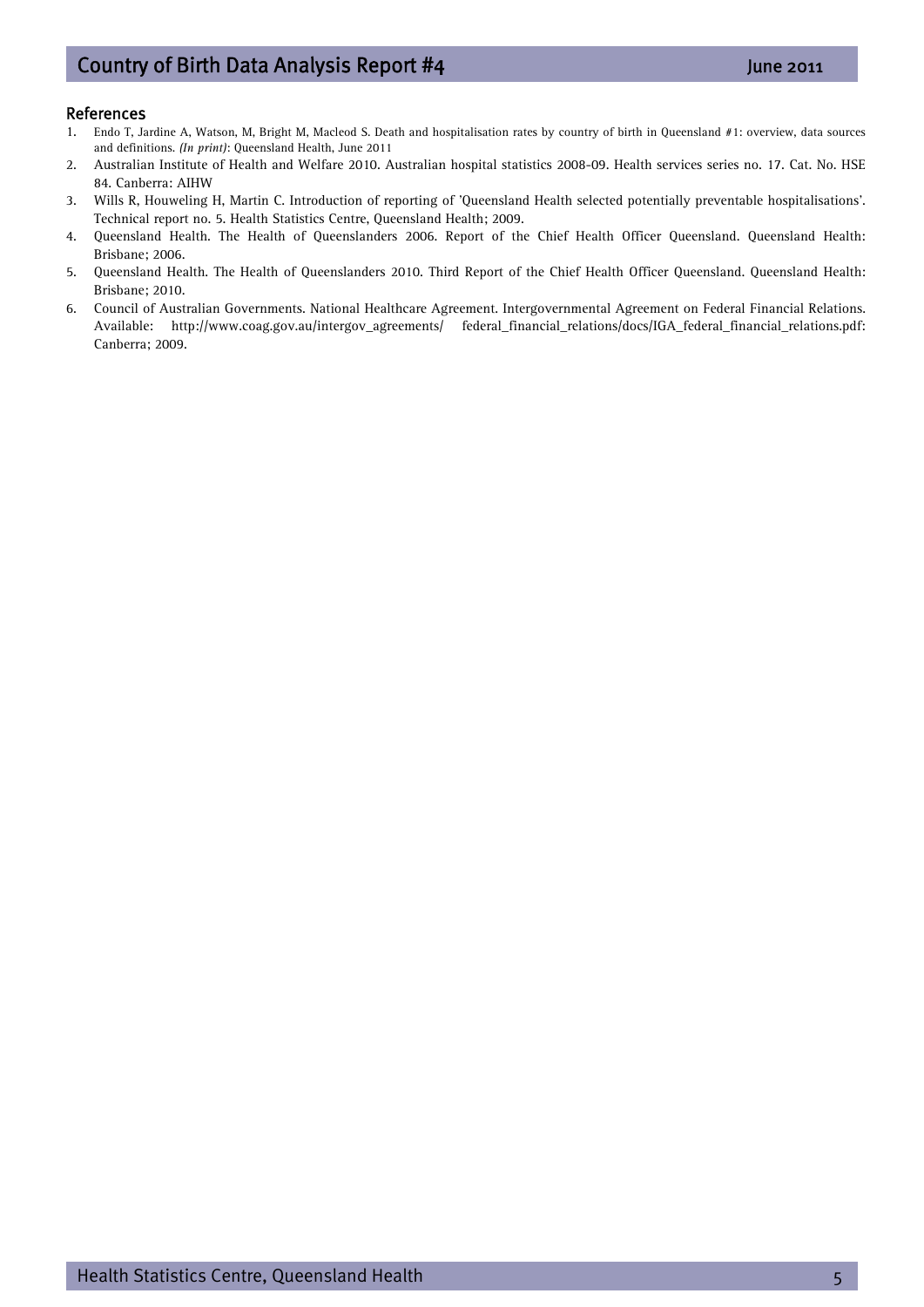## References

1. Endo T, Jardine A, Watson, M, Bright M, Macleod S. Death and hospitalisation rates by country of birth in Queensland #1: overview, data sources and definitions. *(In print)*: Queensland Health, June 2011
2. Australian Institute of Health and Welfare 2010. Australian hospital statistics 2008-09. Health services series no. 17. Cat. No. HSE 84. Canberra: AIHW
3. Wills R, Houweling H, Martin C. Introduction of reporting of 'Queensland Health selected potentially preventable hospitalisations'. Technical report no. 5. Health Statistics Centre, Queensland Health; 2009.
4. Queensland Health. The Health of Queenslanders 2006. Report of the Chief Health Officer Queensland. Queensland Health: Brisbane; 2006.
5. Queensland Health. The Health of Queenslanders 2010. Third Report of the Chief Health Officer Queensland. Queensland Health: Brisbane; 2010.
6. Council of Australian Governments. National Healthcare Agreement. Intergovernmental Agreement on Federal Financial Relations. Available: http://www.coag.gov.au/intergov_agreements/ federal_financial_relations/docs/IGA_federal_financial_relations.pdf: Canberra; 2009.